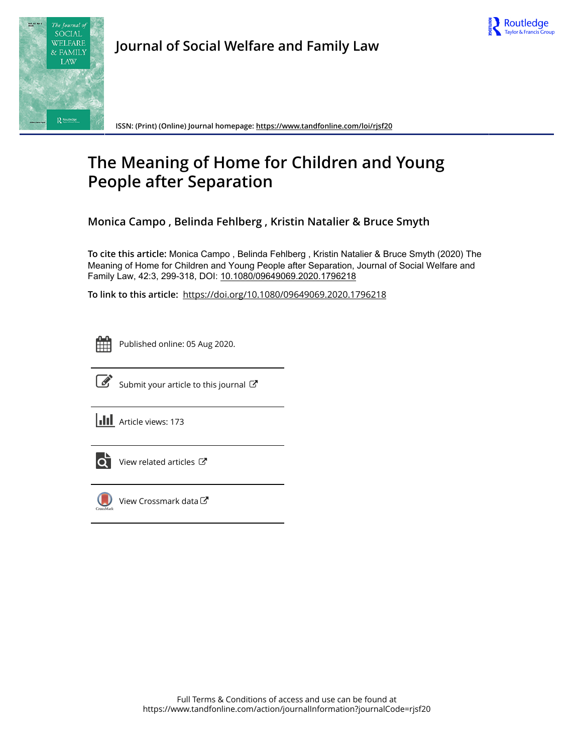Journal of Social Welfare and Family Law

ISSN: (Print) (Online) Journal homepage: https://www.tandfonline.com/loi/rjsf20

# The Meaning of Home for Children and Young People after Separation

**Monica Campo , Belinda Fehlberg , Kristin Natalier & Bruce Smyth**

**To cite this article:** Monica Campo , Belinda Fehlberg , Kristin Natalier & Bruce Smyth (2020) The Meaning of Home for Children and Young People after Separation, Journal of Social Welfare and Family Law, 42:3, 299-318, DOI: 10.1080/09649069.2020.1796218

**To link to this article:** https://doi.org/10.1080/09649069.2020.1796218

Published online: 05 Aug 2020.

Submit your article to this journal

Article views: 173

View related articles

View Crossmark data

Full Terms & Conditions of access and use can be found at
https://www.tandfonline.com/action/journalInformation?journalCode=rjsf20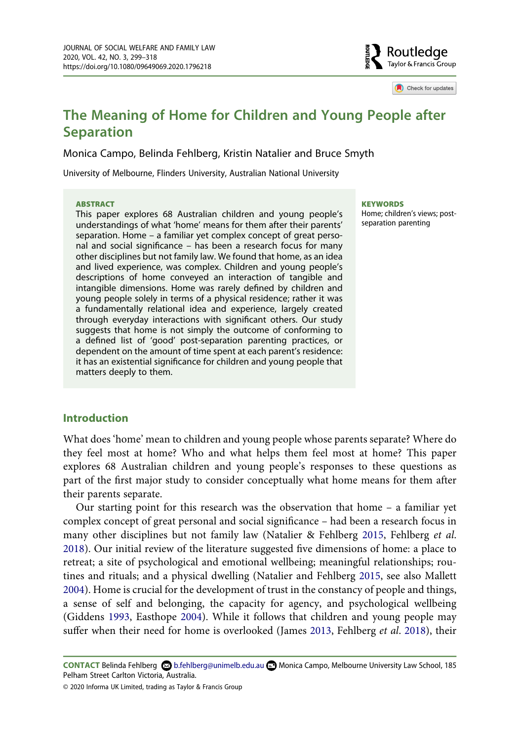# The Meaning of Home for Children and Young People after Separation

Monica Campo, Belinda Fehlberg, Kristin Natalier and Bruce Smyth

University of Melbourne, Flinders University, Australian National University

**ABSTRACT**

This paper explores 68 Australian children and young people's understandings of what 'home' means for them after their parents' separation. Home – a familiar yet complex concept of great personal and social significance – has been a research focus for many other disciplines but not family law. We found that home, as an idea and lived experience, was complex. Children and young people's descriptions of home conveyed an interaction of tangible and intangible dimensions. Home was rarely defined by children and young people solely in terms of a physical residence; rather it was a fundamentally relational idea and experience, largely created through everyday interactions with significant others. Our study suggests that home is not simply the outcome of conforming to a defined list of 'good' post-separation parenting practices, or dependent on the amount of time spent at each parent's residence: it has an existential significance for children and young people that matters deeply to them.

**KEYWORDS**

Home; children's views; post-separation parenting

## Introduction

What does 'home' mean to children and young people whose parents separate? Where do they feel most at home? Who and what helps them feel most at home? This paper explores 68 Australian children and young people's responses to these questions as part of the first major study to consider conceptually what home means for them after their parents separate.

Our starting point for this research was the observation that home – a familiar yet complex concept of great personal and social significance – had been a research focus in many other disciplines but not family law (Natalier & Fehlberg 2015, Fehlberg *et al.* 2018). Our initial review of the literature suggested five dimensions of home: a place to retreat; a site of psychological and emotional wellbeing; meaningful relationships; routines and rituals; and a physical dwelling (Natalier and Fehlberg 2015, see also Mallett 2004). Home is crucial for the development of trust in the constancy of people and things, a sense of self and belonging, the capacity for agency, and psychological wellbeing (Giddens 1993, Easthope 2004). While it follows that children and young people may suffer when their need for home is overlooked (James 2013, Fehlberg *et al.* 2018), their

**CONTACT** Belinda Fehlberg b.fehlberg@unimelb.edu.au Monica Campo, Melbourne University Law School, 185 Pelham Street Carlton Victoria, Australia.

© 2020 Informa UK Limited, trading as Taylor & Francis Group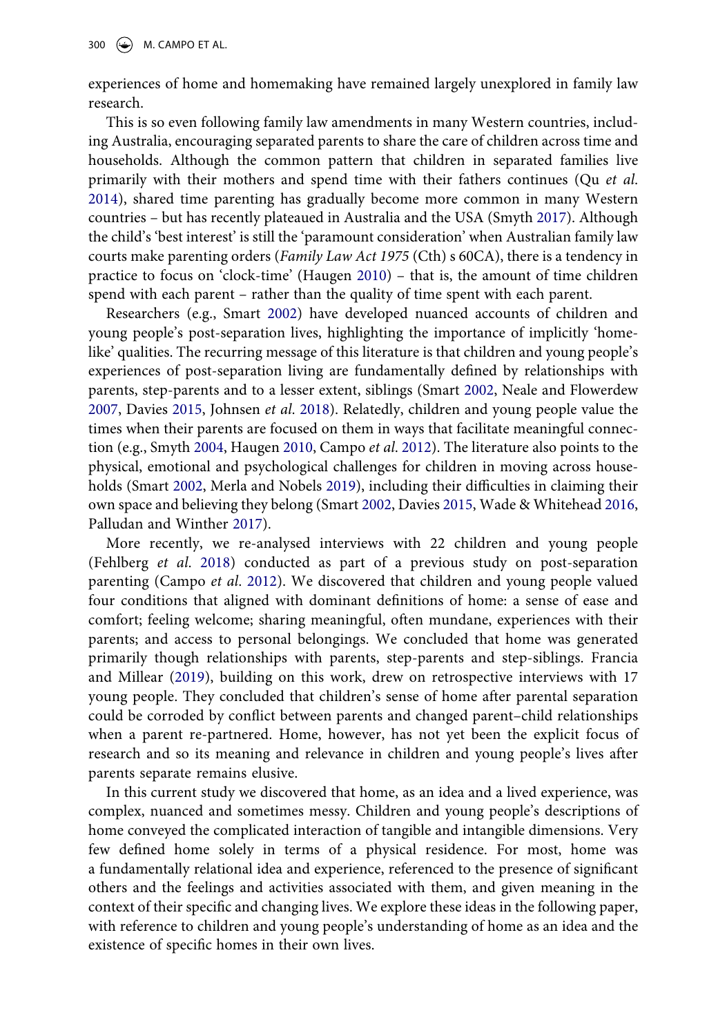experiences of home and homemaking have remained largely unexplored in family law research.

This is so even following family law amendments in many Western countries, including Australia, encouraging separated parents to share the care of children across time and households. Although the common pattern that children in separated families live primarily with their mothers and spend time with their fathers continues (Qu *et al.* 2014), shared time parenting has gradually become more common in many Western countries – but has recently plateaued in Australia and the USA (Smyth 2017). Although the child's 'best interest' is still the 'paramount consideration' when Australian family law courts make parenting orders (*Family Law Act 1975* (Cth) s 60CA), there is a tendency in practice to focus on 'clock-time' (Haugen 2010) – that is, the amount of time children spend with each parent – rather than the quality of time spent with each parent.

Researchers (e.g., Smart 2002) have developed nuanced accounts of children and young people's post-separation lives, highlighting the importance of implicitly 'home-like' qualities. The recurring message of this literature is that children and young people's experiences of post-separation living are fundamentally defined by relationships with parents, step-parents and to a lesser extent, siblings (Smart 2002, Neale and Flowerdew 2007, Davies 2015, Johnsen *et al.* 2018). Relatedly, children and young people value the times when their parents are focused on them in ways that facilitate meaningful connection (e.g., Smyth 2004, Haugen 2010, Campo *et al.* 2012). The literature also points to the physical, emotional and psychological challenges for children in moving across households (Smart 2002, Merla and Nobels 2019), including their difficulties in claiming their own space and believing they belong (Smart 2002, Davies 2015, Wade & Whitehead 2016, Palludan and Winther 2017).

More recently, we re-analysed interviews with 22 children and young people (Fehlberg *et al.* 2018) conducted as part of a previous study on post-separation parenting (Campo *et al.* 2012). We discovered that children and young people valued four conditions that aligned with dominant definitions of home: a sense of ease and comfort; feeling welcome; sharing meaningful, often mundane, experiences with their parents; and access to personal belongings. We concluded that home was generated primarily though relationships with parents, step-parents and step-siblings. Francia and Millear (2019), building on this work, drew on retrospective interviews with 17 young people. They concluded that children's sense of home after parental separation could be corroded by conflict between parents and changed parent–child relationships when a parent re-partnered. Home, however, has not yet been the explicit focus of research and so its meaning and relevance in children and young people's lives after parents separate remains elusive.

In this current study we discovered that home, as an idea and a lived experience, was complex, nuanced and sometimes messy. Children and young people's descriptions of home conveyed the complicated interaction of tangible and intangible dimensions. Very few defined home solely in terms of a physical residence. For most, home was a fundamentally relational idea and experience, referenced to the presence of significant others and the feelings and activities associated with them, and given meaning in the context of their specific and changing lives. We explore these ideas in the following paper, with reference to children and young people's understanding of home as an idea and the existence of specific homes in their own lives.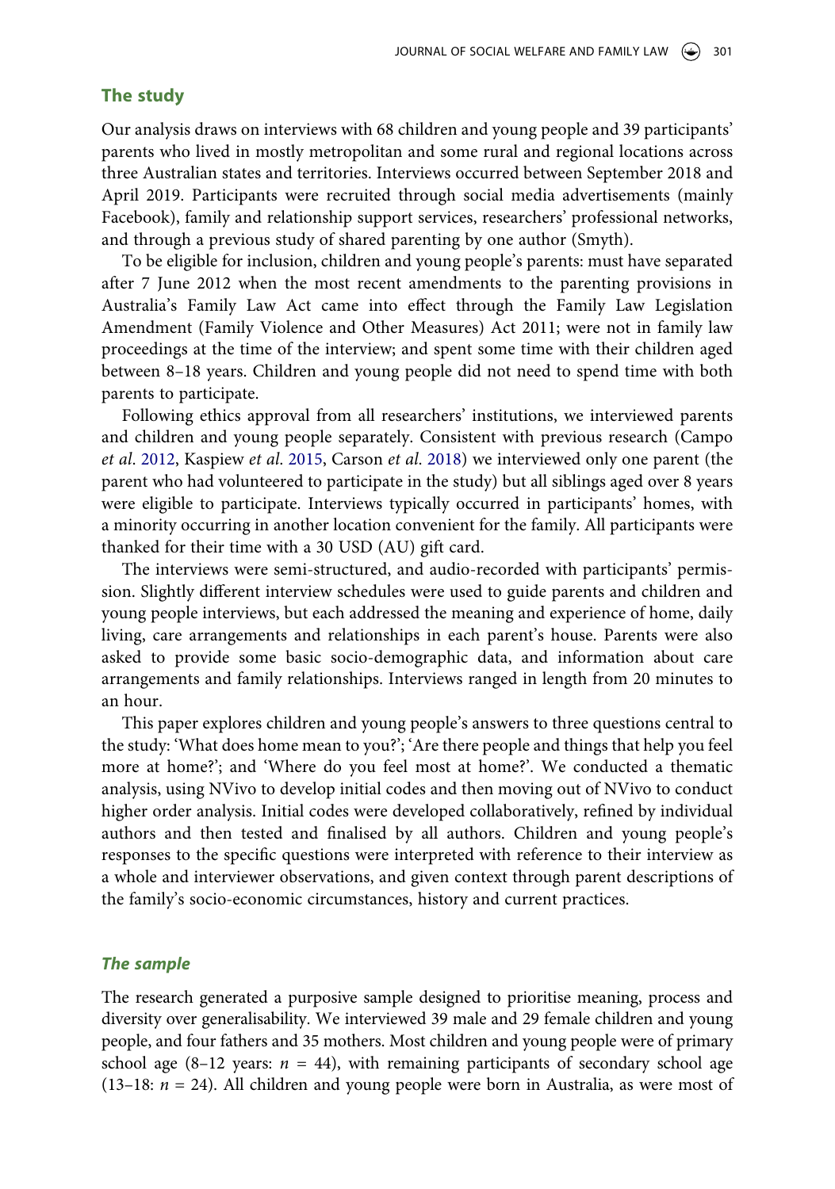## The study

Our analysis draws on interviews with 68 children and young people and 39 participants' parents who lived in mostly metropolitan and some rural and regional locations across three Australian states and territories. Interviews occurred between September 2018 and April 2019. Participants were recruited through social media advertisements (mainly Facebook), family and relationship support services, researchers' professional networks, and through a previous study of shared parenting by one author (Smyth).

To be eligible for inclusion, children and young people's parents: must have separated after 7 June 2012 when the most recent amendments to the parenting provisions in Australia's Family Law Act came into effect through the Family Law Legislation Amendment (Family Violence and Other Measures) Act 2011; were not in family law proceedings at the time of the interview; and spent some time with their children aged between 8–18 years. Children and young people did not need to spend time with both parents to participate.

Following ethics approval from all researchers' institutions, we interviewed parents and children and young people separately. Consistent with previous research (Campo *et al.* 2012, Kaspiew *et al.* 2015, Carson *et al.* 2018) we interviewed only one parent (the parent who had volunteered to participate in the study) but all siblings aged over 8 years were eligible to participate. Interviews typically occurred in participants' homes, with a minority occurring in another location convenient for the family. All participants were thanked for their time with a 30 USD (AU) gift card.

The interviews were semi-structured, and audio-recorded with participants' permission. Slightly different interview schedules were used to guide parents and children and young people interviews, but each addressed the meaning and experience of home, daily living, care arrangements and relationships in each parent's house. Parents were also asked to provide some basic socio-demographic data, and information about care arrangements and family relationships. Interviews ranged in length from 20 minutes to an hour.

This paper explores children and young people's answers to three questions central to the study: 'What does home mean to you?'; 'Are there people and things that help you feel more at home?'; and 'Where do you feel most at home?'. We conducted a thematic analysis, using NVivo to develop initial codes and then moving out of NVivo to conduct higher order analysis. Initial codes were developed collaboratively, refined by individual authors and then tested and finalised by all authors. Children and young people's responses to the specific questions were interpreted with reference to their interview as a whole and interviewer observations, and given context through parent descriptions of the family's socio-economic circumstances, history and current practices.

### *The sample*

The research generated a purposive sample designed to prioritise meaning, process and diversity over generalisability. We interviewed 39 male and 29 female children and young people, and four fathers and 35 mothers. Most children and young people were of primary school age (8–12 years: $n$ = 44), with remaining participants of secondary school age (13–18: $n$ = 24). All children and young people were born in Australia, as were most of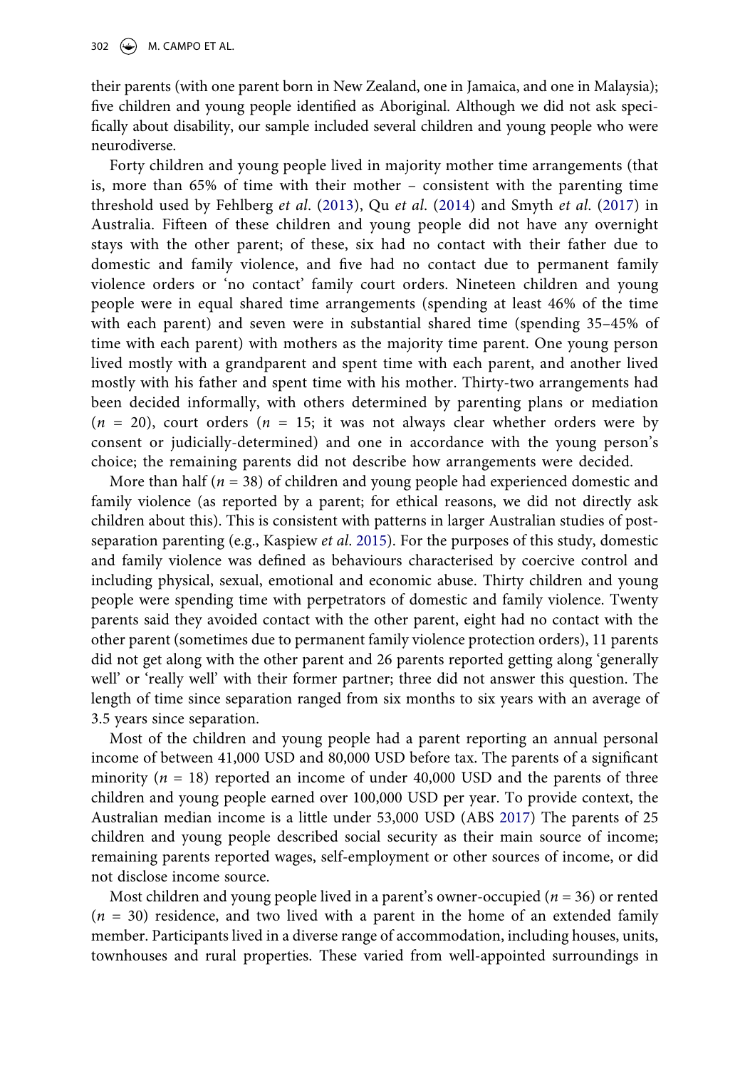their parents (with one parent born in New Zealand, one in Jamaica, and one in Malaysia); five children and young people identified as Aboriginal. Although we did not ask specifically about disability, our sample included several children and young people who were neurodiverse.

Forty children and young people lived in majority mother time arrangements (that is, more than 65% of time with their mother – consistent with the parenting time threshold used by Fehlberg *et al*. (2013), Qu *et al*. (2014) and Smyth *et al*. (2017) in Australia. Fifteen of these children and young people did not have any overnight stays with the other parent; of these, six had no contact with their father due to domestic and family violence, and five had no contact due to permanent family violence orders or 'no contact' family court orders. Nineteen children and young people were in equal shared time arrangements (spending at least 46% of the time with each parent) and seven were in substantial shared time (spending 35–45% of time with each parent) with mothers as the majority time parent. One young person lived mostly with a grandparent and spent time with each parent, and another lived mostly with his father and spent time with his mother. Thirty-two arrangements had been decided informally, with others determined by parenting plans or mediation ($n$ = 20), court orders ($n$ = 15; it was not always clear whether orders were by consent or judicially-determined) and one in accordance with the young person's choice; the remaining parents did not describe how arrangements were decided.

More than half ($n$ = 38) of children and young people had experienced domestic and family violence (as reported by a parent; for ethical reasons, we did not directly ask children about this). This is consistent with patterns in larger Australian studies of post-separation parenting (e.g., Kaspiew *et al*. 2015). For the purposes of this study, domestic and family violence was defined as behaviours characterised by coercive control and including physical, sexual, emotional and economic abuse. Thirty children and young people were spending time with perpetrators of domestic and family violence. Twenty parents said they avoided contact with the other parent, eight had no contact with the other parent (sometimes due to permanent family violence protection orders), 11 parents did not get along with the other parent and 26 parents reported getting along 'generally well' or 'really well' with their former partner; three did not answer this question. The length of time since separation ranged from six months to six years with an average of 3.5 years since separation.

Most of the children and young people had a parent reporting an annual personal income of between 41,000 USD and 80,000 USD before tax. The parents of a significant minority ($n$ = 18) reported an income of under 40,000 USD and the parents of three children and young people earned over 100,000 USD per year. To provide context, the Australian median income is a little under 53,000 USD (ABS 2017) The parents of 25 children and young people described social security as their main source of income; remaining parents reported wages, self-employment or other sources of income, or did not disclose income source.

Most children and young people lived in a parent's owner-occupied ($n$ = 36) or rented ($n$ = 30) residence, and two lived with a parent in the home of an extended family member. Participants lived in a diverse range of accommodation, including houses, units, townhouses and rural properties. These varied from well-appointed surroundings in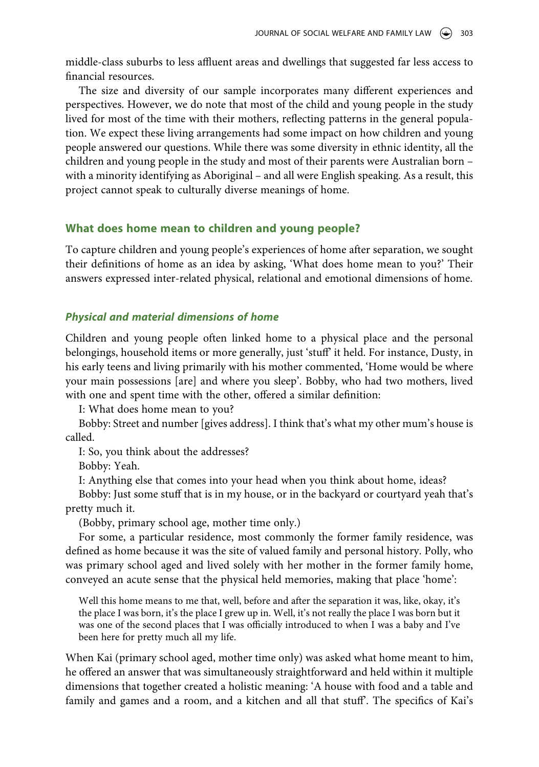middle-class suburbs to less affluent areas and dwellings that suggested far less access to financial resources.

The size and diversity of our sample incorporates many different experiences and perspectives. However, we do note that most of the child and young people in the study lived for most of the time with their mothers, reflecting patterns in the general population. We expect these living arrangements had some impact on how children and young people answered our questions. While there was some diversity in ethnic identity, all the children and young people in the study and most of their parents were Australian born – with a minority identifying as Aboriginal – and all were English speaking. As a result, this project cannot speak to culturally diverse meanings of home.

## What does home mean to children and young people?

To capture children and young people's experiences of home after separation, we sought their definitions of home as an idea by asking, 'What does home mean to you?' Their answers expressed inter-related physical, relational and emotional dimensions of home.

### *Physical and material dimensions of home*

Children and young people often linked home to a physical place and the personal belongings, household items or more generally, just 'stuff' it held. For instance, Dusty, in his early teens and living primarily with his mother commented, 'Home would be where your main possessions [are] and where you sleep'. Bobby, who had two mothers, lived with one and spent time with the other, offered a similar definition:

I: What does home mean to you?

Bobby: Street and number [gives address]. I think that's what my other mum's house is called.

I: So, you think about the addresses?

Bobby: Yeah.

I: Anything else that comes into your head when you think about home, ideas?

Bobby: Just some stuff that is in my house, or in the backyard or courtyard yeah that's pretty much it.

(Bobby, primary school age, mother time only.)

For some, a particular residence, most commonly the former family residence, was defined as home because it was the site of valued family and personal history. Polly, who was primary school aged and lived solely with her mother in the former family home, conveyed an acute sense that the physical held memories, making that place 'home':

> Well this home means to me that, well, before and after the separation it was, like, okay, it's the place I was born, it's the place I grew up in. Well, it's not really the place I was born but it was one of the second places that I was officially introduced to when I was a baby and I've been here for pretty much all my life.

When Kai (primary school aged, mother time only) was asked what home meant to him, he offered an answer that was simultaneously straightforward and held within it multiple dimensions that together created a holistic meaning: 'A house with food and a table and family and games and a room, and a kitchen and all that stuff'. The specifics of Kai's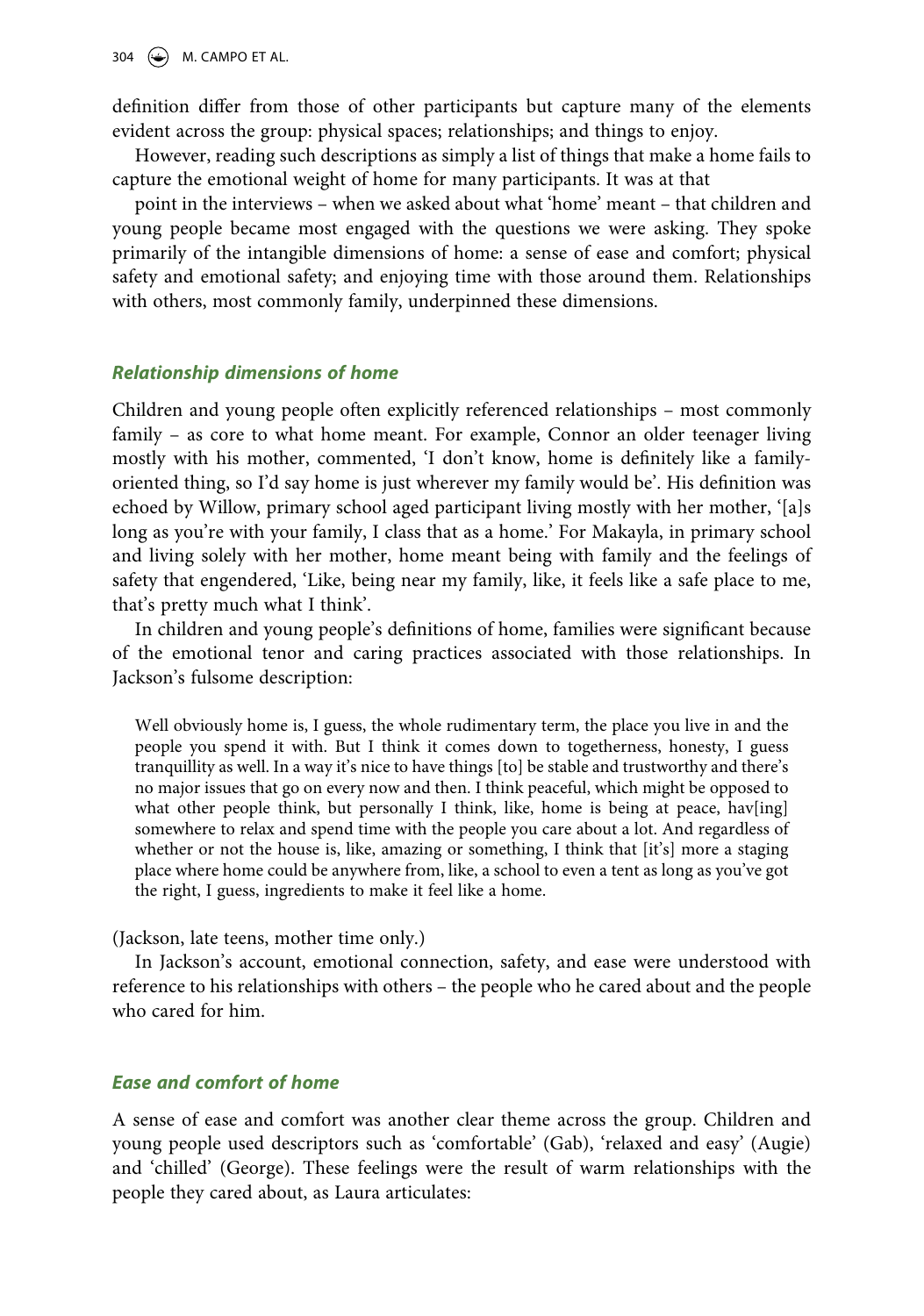definition differ from those of other participants but capture many of the elements evident across the group: physical spaces; relationships; and things to enjoy.

However, reading such descriptions as simply a list of things that make a home fails to capture the emotional weight of home for many participants. It was at that point in the interviews – when we asked about what 'home' meant – that children and young people became most engaged with the questions we were asking. They spoke primarily of the intangible dimensions of home: a sense of ease and comfort; physical safety and emotional safety; and enjoying time with those around them. Relationships with others, most commonly family, underpinned these dimensions.

### *Relationship dimensions of home*

Children and young people often explicitly referenced relationships – most commonly family – as core to what home meant. For example, Connor an older teenager living mostly with his mother, commented, 'I don't know, home is definitely like a family-oriented thing, so I'd say home is just wherever my family would be'. His definition was echoed by Willow, primary school aged participant living mostly with her mother, '[a]s long as you're with your family, I class that as a home.' For Makayla, in primary school and living solely with her mother, home meant being with family and the feelings of safety that engendered, 'Like, being near my family, like, it feels like a safe place to me, that's pretty much what I think'.

In children and young people's definitions of home, families were significant because of the emotional tenor and caring practices associated with those relationships. In Jackson's fulsome description:

> Well obviously home is, I guess, the whole rudimentary term, the place you live in and the people you spend it with. But I think it comes down to togetherness, honesty, I guess tranquillity as well. In a way it's nice to have things [to] be stable and trustworthy and there's no major issues that go on every now and then. I think peaceful, which might be opposed to what other people think, but personally I think, like, home is being at peace, hav[ing] somewhere to relax and spend time with the people you care about a lot. And regardless of whether or not the house is, like, amazing or something, I think that [it's] more a staging place where home could be anywhere from, like, a school to even a tent as long as you've got the right, I guess, ingredients to make it feel like a home.

(Jackson, late teens, mother time only.)

In Jackson's account, emotional connection, safety, and ease were understood with reference to his relationships with others – the people who he cared about and the people who cared for him.

### *Ease and comfort of home*

A sense of ease and comfort was another clear theme across the group. Children and young people used descriptors such as 'comfortable' (Gab), 'relaxed and easy' (Augie) and 'chilled' (George). These feelings were the result of warm relationships with the people they cared about, as Laura articulates: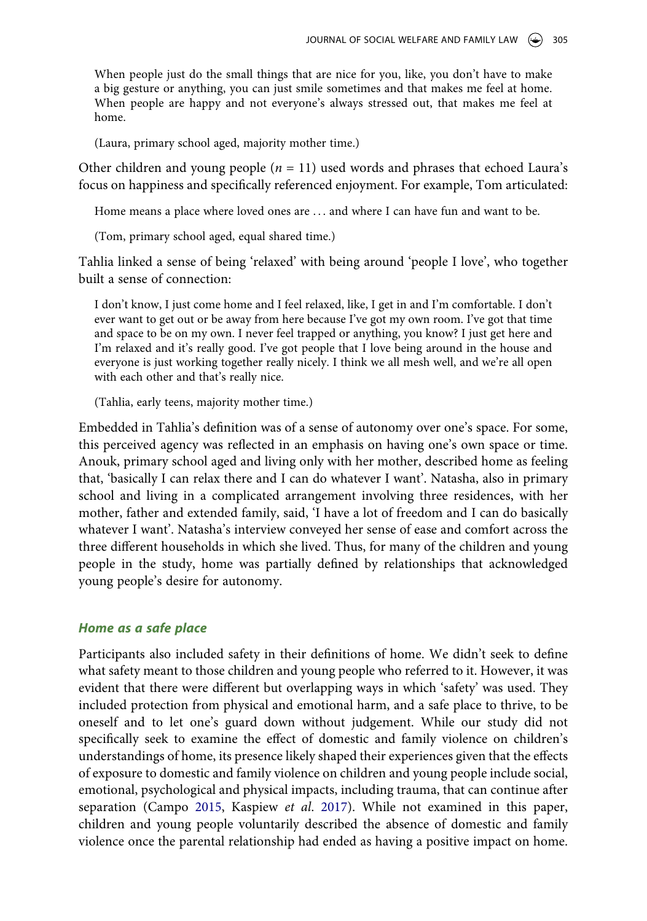> When people just do the small things that are nice for you, like, you don't have to make a big gesture or anything, you can just smile sometimes and that makes me feel at home. When people are happy and not everyone's always stressed out, that makes me feel at home.
>
> (Laura, primary school aged, majority mother time.)

Other children and young people ($n$ = 11) used words and phrases that echoed Laura's focus on happiness and specifically referenced enjoyment. For example, Tom articulated:

> Home means a place where loved ones are … and where I can have fun and want to be.
>
> (Tom, primary school aged, equal shared time.)

Tahlia linked a sense of being 'relaxed' with being around 'people I love', who together built a sense of connection:

> I don't know, I just come home and I feel relaxed, like, I get in and I'm comfortable. I don't ever want to get out or be away from here because I've got my own room. I've got that time and space to be on my own. I never feel trapped or anything, you know? I just get here and I'm relaxed and it's really good. I've got people that I love being around in the house and everyone is just working together really nicely. I think we all mesh well, and we're all open with each other and that's really nice.
>
> (Tahlia, early teens, majority mother time.)

Embedded in Tahlia's definition was of a sense of autonomy over one's space. For some, this perceived agency was reflected in an emphasis on having one's own space or time. Anouk, primary school aged and living only with her mother, described home as feeling that, 'basically I can relax there and I can do whatever I want'. Natasha, also in primary school and living in a complicated arrangement involving three residences, with her mother, father and extended family, said, 'I have a lot of freedom and I can do basically whatever I want'. Natasha's interview conveyed her sense of ease and comfort across the three different households in which she lived. Thus, for many of the children and young people in the study, home was partially defined by relationships that acknowledged young people's desire for autonomy.

### *Home as a safe place*

Participants also included safety in their definitions of home. We didn't seek to define what safety meant to those children and young people who referred to it. However, it was evident that there were different but overlapping ways in which 'safety' was used. They included protection from physical and emotional harm, and a safe place to thrive, to be oneself and to let one's guard down without judgement. While our study did not specifically seek to examine the effect of domestic and family violence on children's understandings of home, its presence likely shaped their experiences given that the effects of exposure to domestic and family violence on children and young people include social, emotional, psychological and physical impacts, including trauma, that can continue after separation (Campo 2015, Kaspiew *et al*. 2017). While not examined in this paper, children and young people voluntarily described the absence of domestic and family violence once the parental relationship had ended as having a positive impact on home.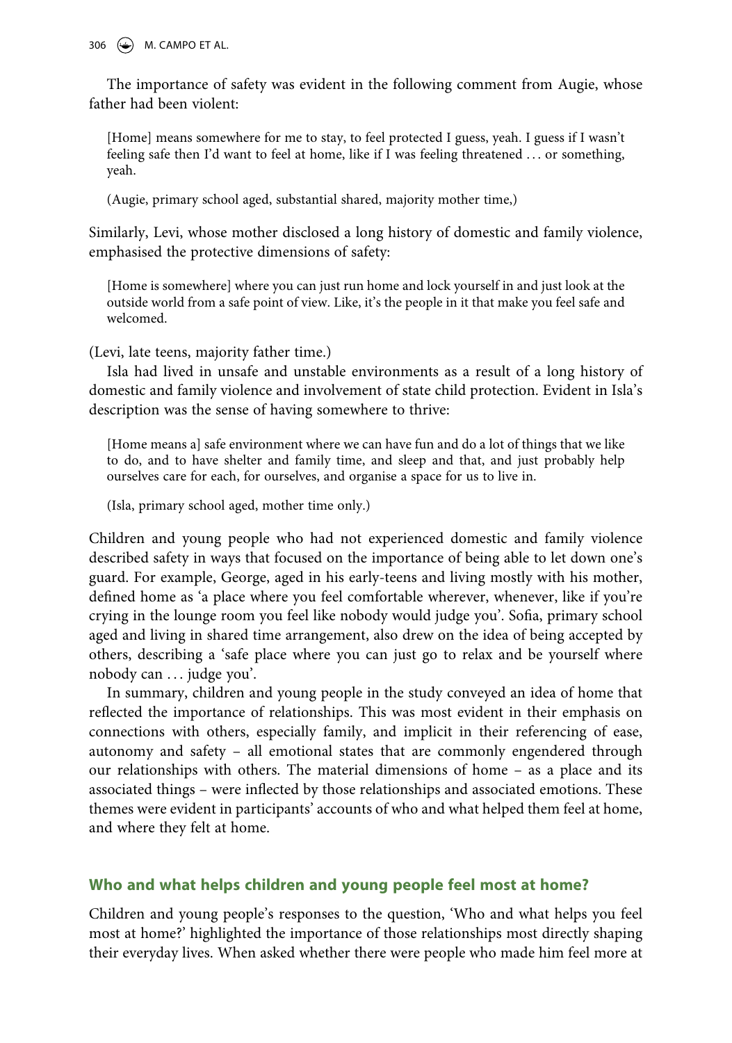The importance of safety was evident in the following comment from Augie, whose father had been violent:

> [Home] means somewhere for me to stay, to feel protected I guess, yeah. I guess if I wasn't feeling safe then I'd want to feel at home, like if I was feeling threatened … or something, yeah.
>
> (Augie, primary school aged, substantial shared, majority mother time,)

Similarly, Levi, whose mother disclosed a long history of domestic and family violence, emphasised the protective dimensions of safety:

> [Home is somewhere] where you can just run home and lock yourself in and just look at the outside world from a safe point of view. Like, it's the people in it that make you feel safe and welcomed.

(Levi, late teens, majority father time.)

Isla had lived in unsafe and unstable environments as a result of a long history of domestic and family violence and involvement of state child protection. Evident in Isla's description was the sense of having somewhere to thrive:

> [Home means a] safe environment where we can have fun and do a lot of things that we like to do, and to have shelter and family time, and sleep and that, and just probably help ourselves care for each, for ourselves, and organise a space for us to live in.
>
> (Isla, primary school aged, mother time only.)

Children and young people who had not experienced domestic and family violence described safety in ways that focused on the importance of being able to let down one's guard. For example, George, aged in his early-teens and living mostly with his mother, defined home as 'a place where you feel comfortable wherever, whenever, like if you're crying in the lounge room you feel like nobody would judge you'. Sofia, primary school aged and living in shared time arrangement, also drew on the idea of being accepted by others, describing a 'safe place where you can just go to relax and be yourself where nobody can … judge you'.

In summary, children and young people in the study conveyed an idea of home that reflected the importance of relationships. This was most evident in their emphasis on connections with others, especially family, and implicit in their referencing of ease, autonomy and safety – all emotional states that are commonly engendered through our relationships with others. The material dimensions of home – as a place and its associated things – were inflected by those relationships and associated emotions. These themes were evident in participants' accounts of who and what helped them feel at home, and where they felt at home.

## Who and what helps children and young people feel most at home?

Children and young people's responses to the question, 'Who and what helps you feel most at home?' highlighted the importance of those relationships most directly shaping their everyday lives. When asked whether there were people who made him feel more at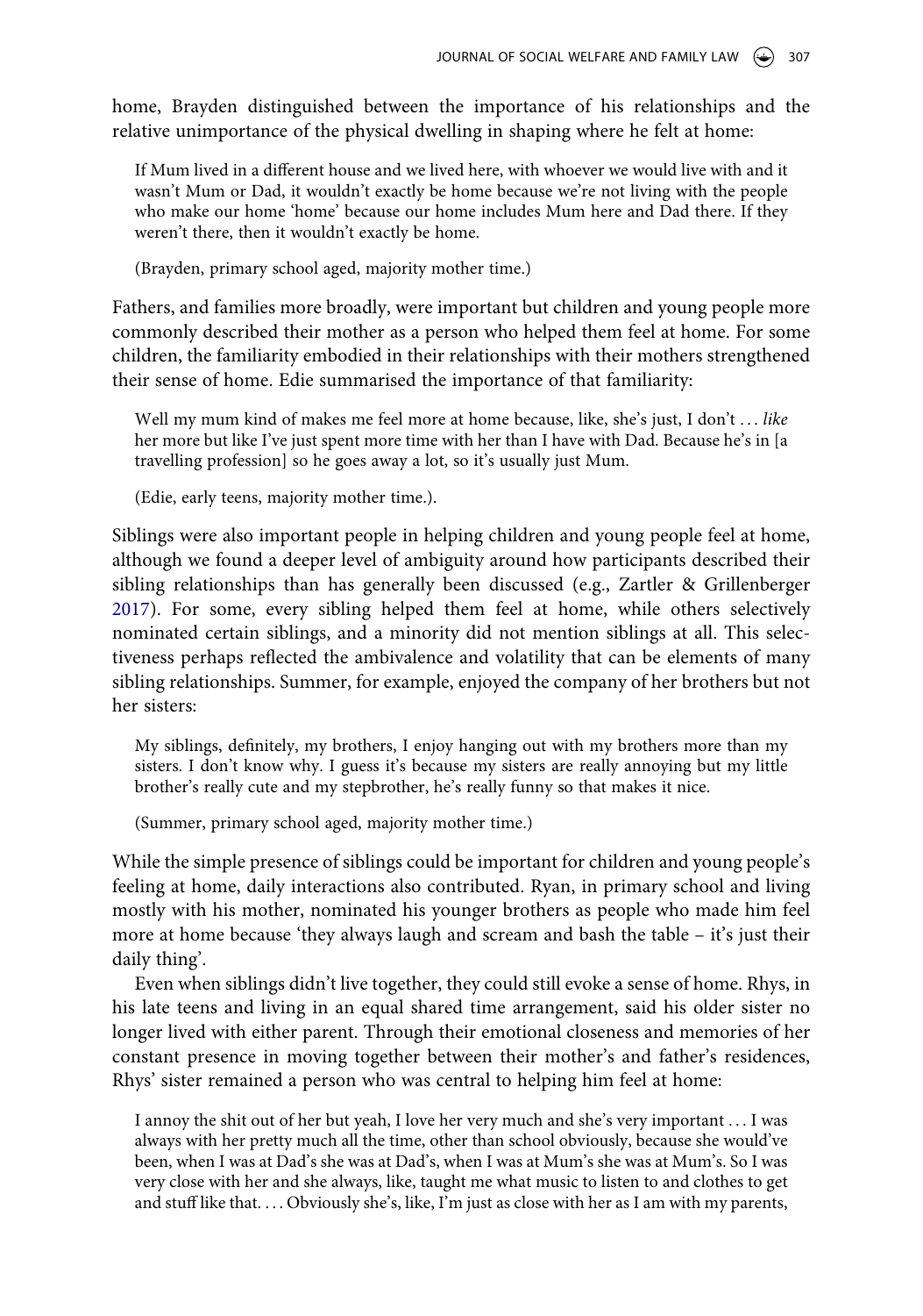home, Brayden distinguished between the importance of his relationships and the relative unimportance of the physical dwelling in shaping where he felt at home:

> If Mum lived in a different house and we lived here, with whoever we would live with and it wasn't Mum or Dad, it wouldn't exactly be home because we're not living with the people who make our home 'home' because our home includes Mum here and Dad there. If they weren't there, then it wouldn't exactly be home.
>
> (Brayden, primary school aged, majority mother time.)

Fathers, and families more broadly, were important but children and young people more commonly described their mother as a person who helped them feel at home. For some children, the familiarity embodied in their relationships with their mothers strengthened their sense of home. Edie summarised the importance of that familiarity:

> Well my mum kind of makes me feel more at home because, like, she's just, I don't ... *like* her more but like I've just spent more time with her than I have with Dad. Because he's in [a travelling profession] so he goes away a lot, so it's usually just Mum.
>
> (Edie, early teens, majority mother time.).

Siblings were also important people in helping children and young people feel at home, although we found a deeper level of ambiguity around how participants described their sibling relationships than has generally been discussed (e.g., Zartler & Grillenberger 2017). For some, every sibling helped them feel at home, while others selectively nominated certain siblings, and a minority did not mention siblings at all. This selectiveness perhaps reflected the ambivalence and volatility that can be elements of many sibling relationships. Summer, for example, enjoyed the company of her brothers but not her sisters:

> My siblings, definitely, my brothers, I enjoy hanging out with my brothers more than my sisters. I don't know why. I guess it's because my sisters are really annoying but my little brother's really cute and my stepbrother, he's really funny so that makes it nice.
>
> (Summer, primary school aged, majority mother time.)

While the simple presence of siblings could be important for children and young people's feeling at home, daily interactions also contributed. Ryan, in primary school and living mostly with his mother, nominated his younger brothers as people who made him feel more at home because 'they always laugh and scream and bash the table – it's just their daily thing'.

Even when siblings didn't live together, they could still evoke a sense of home. Rhys, in his late teens and living in an equal shared time arrangement, said his older sister no longer lived with either parent. Through their emotional closeness and memories of her constant presence in moving together between their mother's and father's residences, Rhys' sister remained a person who was central to helping him feel at home:

> I annoy the shit out of her but yeah, I love her very much and she's very important ... I was always with her pretty much all the time, other than school obviously, because she would've been, when I was at Dad's she was at Dad's, when I was at Mum's she was at Mum's. So I was very close with her and she always, like, taught me what music to listen to and clothes to get and stuff like that. ... Obviously she's, like, I'm just as close with her as I am with my parents,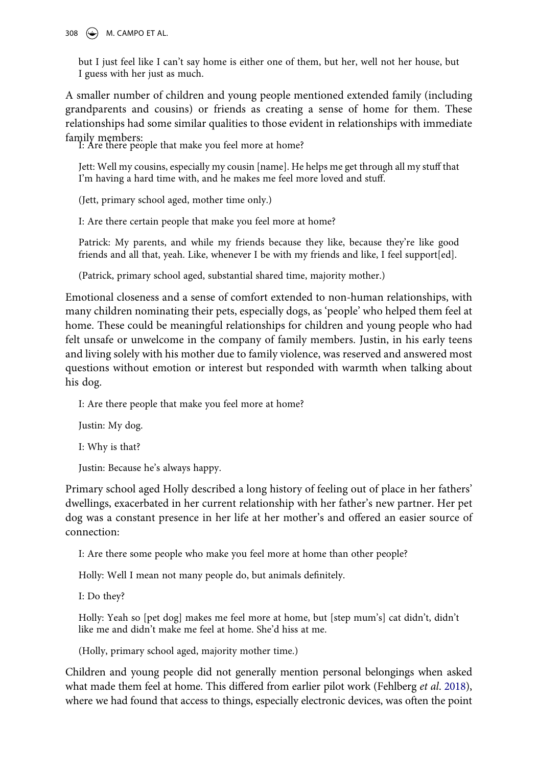but I just feel like I can't say home is either one of them, but her, well not her house, but I guess with her just as much.

A smaller number of children and young people mentioned extended family (including grandparents and cousins) or friends as creating a sense of home for them. These relationships had some similar qualities to those evident in relationships with immediate family members:

I: Are there people that make you feel more at home?

Jett: Well my cousins, especially my cousin [name]. He helps me get through all my stuff that I'm having a hard time with, and he makes me feel more loved and stuff.

(Jett, primary school aged, mother time only.)

I: Are there certain people that make you feel more at home?

Patrick: My parents, and while my friends because they like, because they're like good friends and all that, yeah. Like, whenever I be with my friends and like, I feel support[ed].

(Patrick, primary school aged, substantial shared time, majority mother.)

Emotional closeness and a sense of comfort extended to non-human relationships, with many children nominating their pets, especially dogs, as 'people' who helped them feel at home. These could be meaningful relationships for children and young people who had felt unsafe or unwelcome in the company of family members. Justin, in his early teens and living solely with his mother due to family violence, was reserved and answered most questions without emotion or interest but responded with warmth when talking about his dog.

I: Are there people that make you feel more at home?

Justin: My dog.

I: Why is that?

Justin: Because he's always happy.

Primary school aged Holly described a long history of feeling out of place in her fathers' dwellings, exacerbated in her current relationship with her father's new partner. Her pet dog was a constant presence in her life at her mother's and offered an easier source of connection:

I: Are there some people who make you feel more at home than other people?

Holly: Well I mean not many people do, but animals definitely.

I: Do they?

Holly: Yeah so [pet dog] makes me feel more at home, but [step mum's] cat didn't, didn't like me and didn't make me feel at home. She'd hiss at me.

(Holly, primary school aged, majority mother time.)

Children and young people did not generally mention personal belongings when asked what made them feel at home. This differed from earlier pilot work (Fehlberg *et al.* 2018), where we had found that access to things, especially electronic devices, was often the point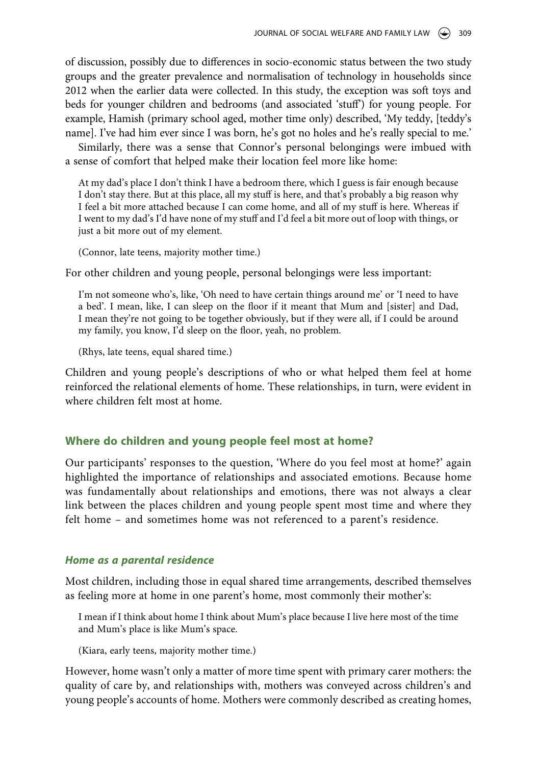of discussion, possibly due to differences in socio-economic status between the two study groups and the greater prevalence and normalisation of technology in households since 2012 when the earlier data were collected. In this study, the exception was soft toys and beds for younger children and bedrooms (and associated 'stuff') for young people. For example, Hamish (primary school aged, mother time only) described, 'My teddy, [teddy's name]. I've had him ever since I was born, he's got no holes and he's really special to me.'

Similarly, there was a sense that Connor's personal belongings were imbued with a sense of comfort that helped make their location feel more like home:

> At my dad's place I don't think I have a bedroom there, which I guess is fair enough because I don't stay there. But at this place, all my stuff is here, and that's probably a big reason why I feel a bit more attached because I can come home, and all of my stuff is here. Whereas if I went to my dad's I'd have none of my stuff and I'd feel a bit more out of loop with things, or just a bit more out of my element.
>
> (Connor, late teens, majority mother time.)

For other children and young people, personal belongings were less important:

> I'm not someone who's, like, 'Oh need to have certain things around me' or 'I need to have a bed'. I mean, like, I can sleep on the floor if it meant that Mum and [sister] and Dad, I mean they're not going to be together obviously, but if they were all, if I could be around my family, you know, I'd sleep on the floor, yeah, no problem.
>
> (Rhys, late teens, equal shared time.)

Children and young people's descriptions of who or what helped them feel at home reinforced the relational elements of home. These relationships, in turn, were evident in where children felt most at home.

## Where do children and young people feel most at home?

Our participants' responses to the question, 'Where do you feel most at home?' again highlighted the importance of relationships and associated emotions. Because home was fundamentally about relationships and emotions, there was not always a clear link between the places children and young people spent most time and where they felt home – and sometimes home was not referenced to a parent's residence.

### *Home as a parental residence*

Most children, including those in equal shared time arrangements, described themselves as feeling more at home in one parent's home, most commonly their mother's:

> I mean if I think about home I think about Mum's place because I live here most of the time and Mum's place is like Mum's space.
>
> (Kiara, early teens, majority mother time.)

However, home wasn't only a matter of more time spent with primary carer mothers: the quality of care by, and relationships with, mothers was conveyed across children's and young people's accounts of home. Mothers were commonly described as creating homes,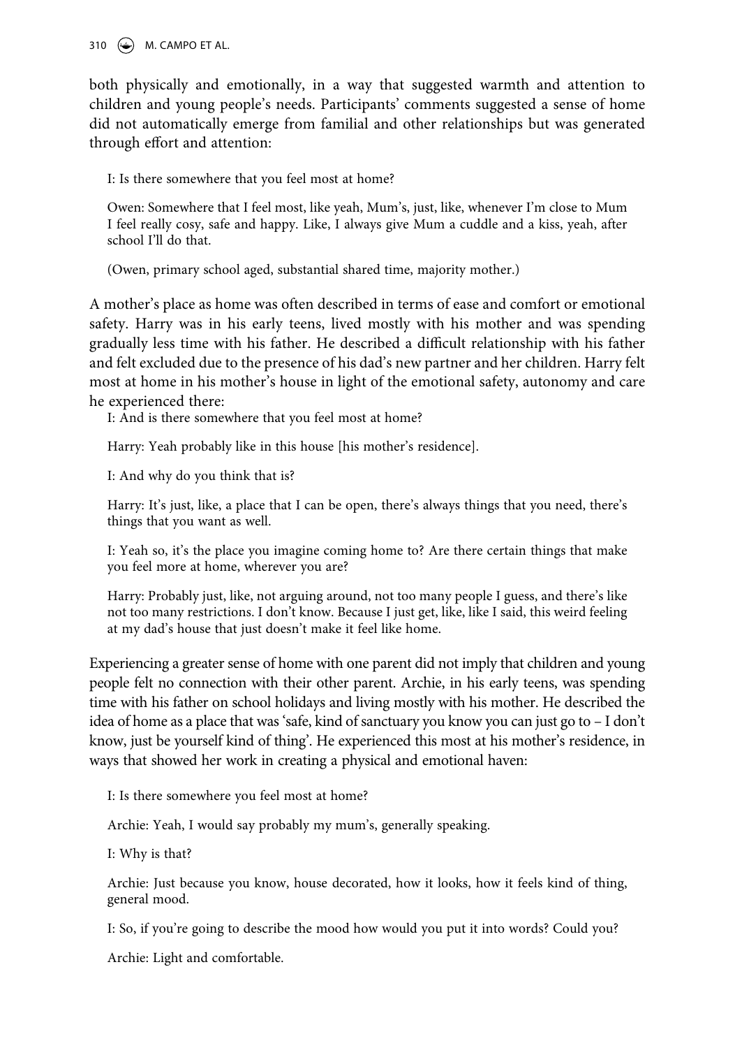both physically and emotionally, in a way that suggested warmth and attention to children and young people's needs. Participants' comments suggested a sense of home did not automatically emerge from familial and other relationships but was generated through effort and attention:

> I: Is there somewhere that you feel most at home?
>
> Owen: Somewhere that I feel most, like yeah, Mum's, just, like, whenever I'm close to Mum I feel really cosy, safe and happy. Like, I always give Mum a cuddle and a kiss, yeah, after school I'll do that.
>
> (Owen, primary school aged, substantial shared time, majority mother.)

A mother's place as home was often described in terms of ease and comfort or emotional safety. Harry was in his early teens, lived mostly with his mother and was spending gradually less time with his father. He described a difficult relationship with his father and felt excluded due to the presence of his dad's new partner and her children. Harry felt most at home in his mother's house in light of the emotional safety, autonomy and care he experienced there:

> I: And is there somewhere that you feel most at home?
>
> Harry: Yeah probably like in this house [his mother's residence].
>
> I: And why do you think that is?
>
> Harry: It's just, like, a place that I can be open, there's always things that you need, there's things that you want as well.
>
> I: Yeah so, it's the place you imagine coming home to? Are there certain things that make you feel more at home, wherever you are?
>
> Harry: Probably just, like, not arguing around, not too many people I guess, and there's like not too many restrictions. I don't know. Because I just get, like, like I said, this weird feeling at my dad's house that just doesn't make it feel like home.

Experiencing a greater sense of home with one parent did not imply that children and young people felt no connection with their other parent. Archie, in his early teens, was spending time with his father on school holidays and living mostly with his mother. He described the idea of home as a place that was 'safe, kind of sanctuary you know you can just go to – I don't know, just be yourself kind of thing'. He experienced this most at his mother's residence, in ways that showed her work in creating a physical and emotional haven:

> I: Is there somewhere you feel most at home?
>
> Archie: Yeah, I would say probably my mum's, generally speaking.
>
> I: Why is that?
>
> Archie: Just because you know, house decorated, how it looks, how it feels kind of thing, general mood.
>
> I: So, if you're going to describe the mood how would you put it into words? Could you?
>
> Archie: Light and comfortable.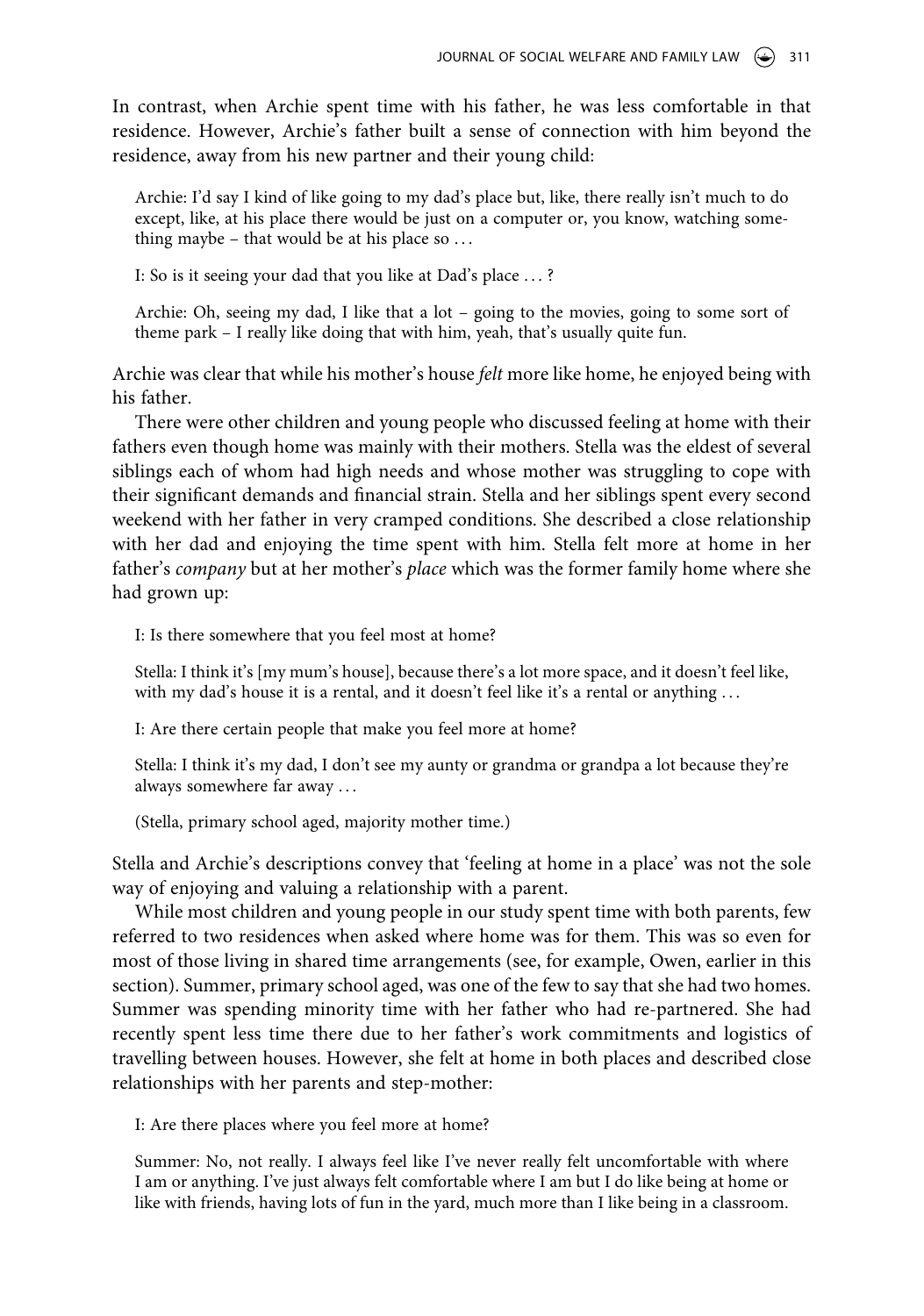In contrast, when Archie spent time with his father, he was less comfortable in that residence. However, Archie's father built a sense of connection with him beyond the residence, away from his new partner and their young child:

> Archie: I'd say I kind of like going to my dad's place but, like, there really isn't much to do except, like, at his place there would be just on a computer or, you know, watching something maybe – that would be at his place so . . .
>
> I: So is it seeing your dad that you like at Dad's place . . . ?
>
> Archie: Oh, seeing my dad, I like that a lot – going to the movies, going to some sort of theme park – I really like doing that with him, yeah, that's usually quite fun.

Archie was clear that while his mother's house *felt* more like home, he enjoyed being with his father.

There were other children and young people who discussed feeling at home with their fathers even though home was mainly with their mothers. Stella was the eldest of several siblings each of whom had high needs and whose mother was struggling to cope with their significant demands and financial strain. Stella and her siblings spent every second weekend with her father in very cramped conditions. She described a close relationship with her dad and enjoying the time spent with him. Stella felt more at home in her father's *company* but at her mother's *place* which was the former family home where she had grown up:

> I: Is there somewhere that you feel most at home?
>
> Stella: I think it's [my mum's house], because there's a lot more space, and it doesn't feel like, with my dad's house it is a rental, and it doesn't feel like it's a rental or anything . . .
>
> I: Are there certain people that make you feel more at home?
>
> Stella: I think it's my dad, I don't see my aunty or grandma or grandpa a lot because they're always somewhere far away . . .
>
> (Stella, primary school aged, majority mother time.)

Stella and Archie's descriptions convey that 'feeling at home in a place' was not the sole way of enjoying and valuing a relationship with a parent.

While most children and young people in our study spent time with both parents, few referred to two residences when asked where home was for them. This was so even for most of those living in shared time arrangements (see, for example, Owen, earlier in this section). Summer, primary school aged, was one of the few to say that she had two homes. Summer was spending minority time with her father who had re-partnered. She had recently spent less time there due to her father's work commitments and logistics of travelling between houses. However, she felt at home in both places and described close relationships with her parents and step-mother:

> I: Are there places where you feel more at home?
>
> Summer: No, not really. I always feel like I've never really felt uncomfortable with where I am or anything. I've just always felt comfortable where I am but I do like being at home or like with friends, having lots of fun in the yard, much more than I like being in a classroom.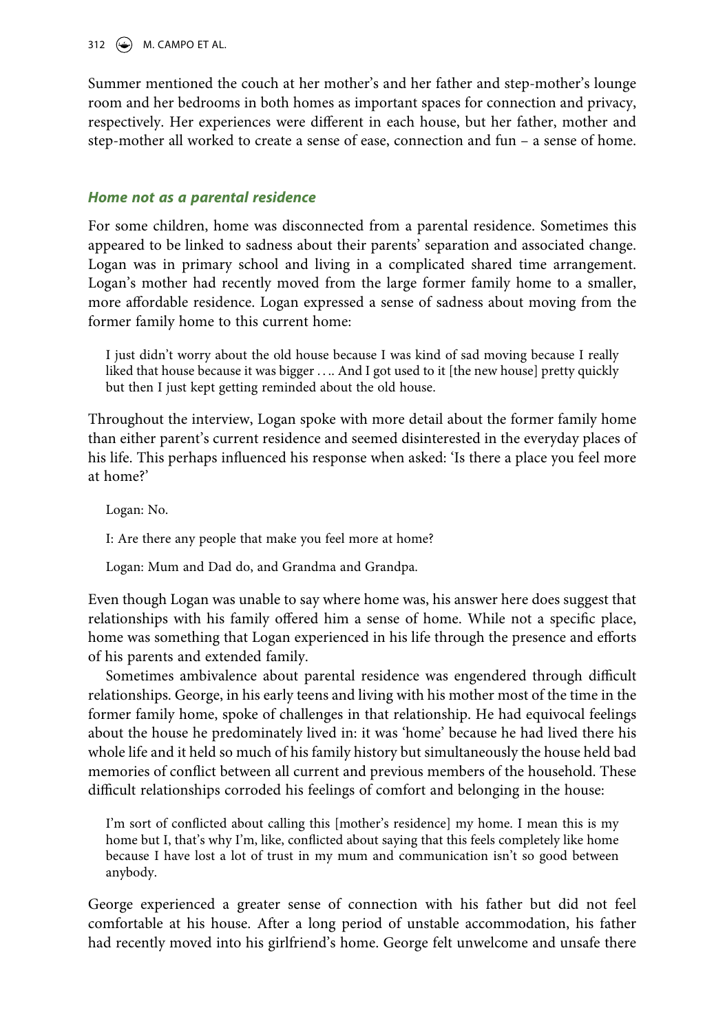Summer mentioned the couch at her mother's and her father and step-mother's lounge room and her bedrooms in both homes as important spaces for connection and privacy, respectively. Her experiences were different in each house, but her father, mother and step-mother all worked to create a sense of ease, connection and fun – a sense of home.

### *Home not as a parental residence*

For some children, home was disconnected from a parental residence. Sometimes this appeared to be linked to sadness about their parents' separation and associated change. Logan was in primary school and living in a complicated shared time arrangement. Logan's mother had recently moved from the large former family home to a smaller, more affordable residence. Logan expressed a sense of sadness about moving from the former family home to this current home:

> I just didn't worry about the old house because I was kind of sad moving because I really liked that house because it was bigger . . .. And I got used to it [the new house] pretty quickly but then I just kept getting reminded about the old house.

Throughout the interview, Logan spoke with more detail about the former family home than either parent's current residence and seemed disinterested in the everyday places of his life. This perhaps influenced his response when asked: 'Is there a place you feel more at home?'

> Logan: No.
>
> I: Are there any people that make you feel more at home?
>
> Logan: Mum and Dad do, and Grandma and Grandpa.

Even though Logan was unable to say where home was, his answer here does suggest that relationships with his family offered him a sense of home. While not a specific place, home was something that Logan experienced in his life through the presence and efforts of his parents and extended family.

Sometimes ambivalence about parental residence was engendered through difficult relationships. George, in his early teens and living with his mother most of the time in the former family home, spoke of challenges in that relationship. He had equivocal feelings about the house he predominately lived in: it was 'home' because he had lived there his whole life and it held so much of his family history but simultaneously the house held bad memories of conflict between all current and previous members of the household. These difficult relationships corroded his feelings of comfort and belonging in the house:

> I'm sort of conflicted about calling this [mother's residence] my home. I mean this is my home but I, that's why I'm, like, conflicted about saying that this feels completely like home because I have lost a lot of trust in my mum and communication isn't so good between anybody.

George experienced a greater sense of connection with his father but did not feel comfortable at his house. After a long period of unstable accommodation, his father had recently moved into his girlfriend's home. George felt unwelcome and unsafe there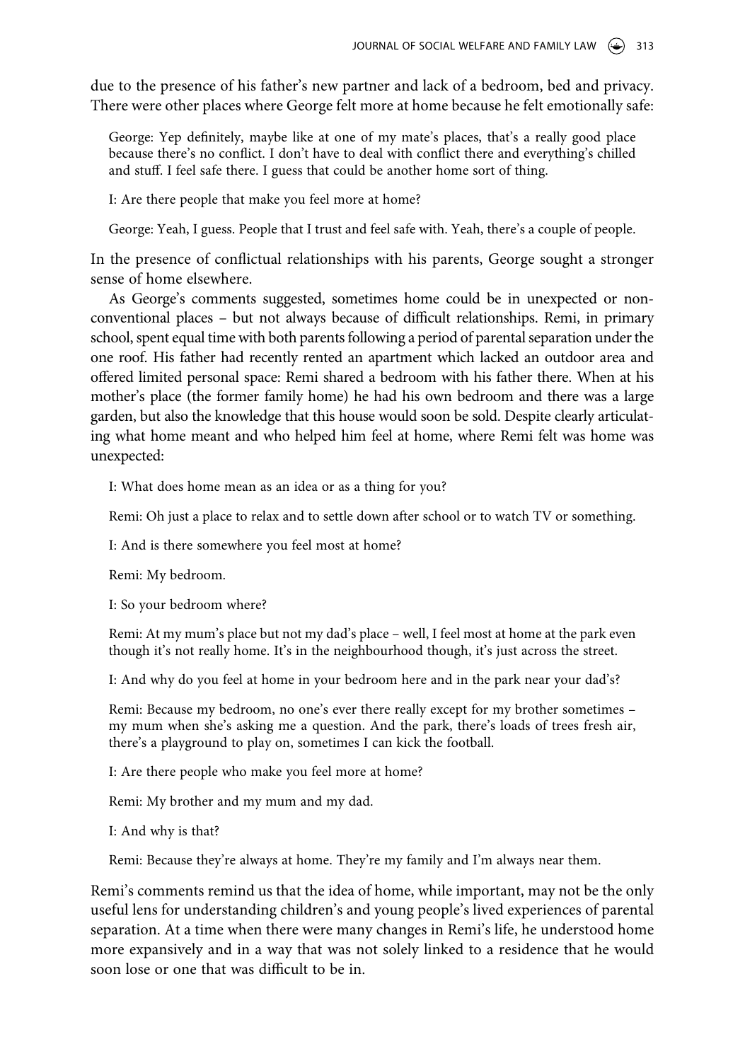due to the presence of his father's new partner and lack of a bedroom, bed and privacy. There were other places where George felt more at home because he felt emotionally safe:

> George: Yep definitely, maybe like at one of my mate's places, that's a really good place because there's no conflict. I don't have to deal with conflict there and everything's chilled and stuff. I feel safe there. I guess that could be another home sort of thing.
>
> I: Are there people that make you feel more at home?
>
> George: Yeah, I guess. People that I trust and feel safe with. Yeah, there's a couple of people.

In the presence of conflictual relationships with his parents, George sought a stronger sense of home elsewhere.

As George's comments suggested, sometimes home could be in unexpected or non-conventional places – but not always because of difficult relationships. Remi, in primary school, spent equal time with both parents following a period of parental separation under the one roof. His father had recently rented an apartment which lacked an outdoor area and offered limited personal space: Remi shared a bedroom with his father there. When at his mother's place (the former family home) he had his own bedroom and there was a large garden, but also the knowledge that this house would soon be sold. Despite clearly articulating what home meant and who helped him feel at home, where Remi felt was home was unexpected:

> I: What does home mean as an idea or as a thing for you?
>
> Remi: Oh just a place to relax and to settle down after school or to watch TV or something.
>
> I: And is there somewhere you feel most at home?
>
> Remi: My bedroom.
>
> I: So your bedroom where?
>
> Remi: At my mum's place but not my dad's place – well, I feel most at home at the park even though it's not really home. It's in the neighbourhood though, it's just across the street.
>
> I: And why do you feel at home in your bedroom here and in the park near your dad's?
>
> Remi: Because my bedroom, no one's ever there really except for my brother sometimes – my mum when she's asking me a question. And the park, there's loads of trees fresh air, there's a playground to play on, sometimes I can kick the football.
>
> I: Are there people who make you feel more at home?
>
> Remi: My brother and my mum and my dad.
>
> I: And why is that?
>
> Remi: Because they're always at home. They're my family and I'm always near them.

Remi's comments remind us that the idea of home, while important, may not be the only useful lens for understanding children's and young people's lived experiences of parental separation. At a time when there were many changes in Remi's life, he understood home more expansively and in a way that was not solely linked to a residence that he would soon lose or one that was difficult to be in.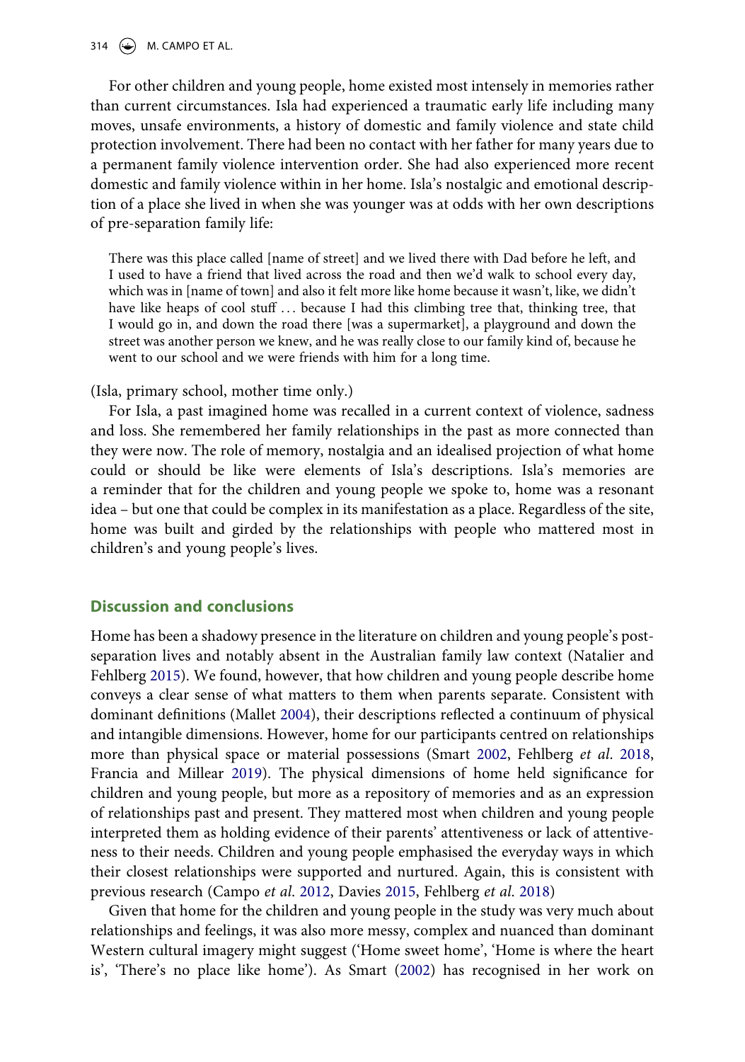For other children and young people, home existed most intensely in memories rather than current circumstances. Isla had experienced a traumatic early life including many moves, unsafe environments, a history of domestic and family violence and state child protection involvement. There had been no contact with her father for many years due to a permanent family violence intervention order. She had also experienced more recent domestic and family violence within in her home. Isla's nostalgic and emotional description of a place she lived in when she was younger was at odds with her own descriptions of pre-separation family life:

> There was this place called [name of street] and we lived there with Dad before he left, and I used to have a friend that lived across the road and then we'd walk to school every day, which was in [name of town] and also it felt more like home because it wasn't, like, we didn't have like heaps of cool stuff … because I had this climbing tree that, thinking tree, that I would go in, and down the road there [was a supermarket], a playground and down the street was another person we knew, and he was really close to our family kind of, because he went to our school and we were friends with him for a long time.

(Isla, primary school, mother time only.)

For Isla, a past imagined home was recalled in a current context of violence, sadness and loss. She remembered her family relationships in the past as more connected than they were now. The role of memory, nostalgia and an idealised projection of what home could or should be like were elements of Isla's descriptions. Isla's memories are a reminder that for the children and young people we spoke to, home was a resonant idea – but one that could be complex in its manifestation as a place. Regardless of the site, home was built and girded by the relationships with people who mattered most in children's and young people's lives.

## Discussion and conclusions

Home has been a shadowy presence in the literature on children and young people's post-separation lives and notably absent in the Australian family law context (Natalier and Fehlberg 2015). We found, however, that how children and young people describe home conveys a clear sense of what matters to them when parents separate. Consistent with dominant definitions (Mallet 2004), their descriptions reflected a continuum of physical and intangible dimensions. However, home for our participants centred on relationships more than physical space or material possessions (Smart 2002, Fehlberg *et al*. 2018, Francia and Millear 2019). The physical dimensions of home held significance for children and young people, but more as a repository of memories and as an expression of relationships past and present. They mattered most when children and young people interpreted them as holding evidence of their parents' attentiveness or lack of attentiveness to their needs. Children and young people emphasised the everyday ways in which their closest relationships were supported and nurtured. Again, this is consistent with previous research (Campo *et al*. 2012, Davies 2015, Fehlberg *et al*. 2018)

Given that home for the children and young people in the study was very much about relationships and feelings, it was also more messy, complex and nuanced than dominant Western cultural imagery might suggest ('Home sweet home', 'Home is where the heart is', 'There's no place like home'). As Smart (2002) has recognised in her work on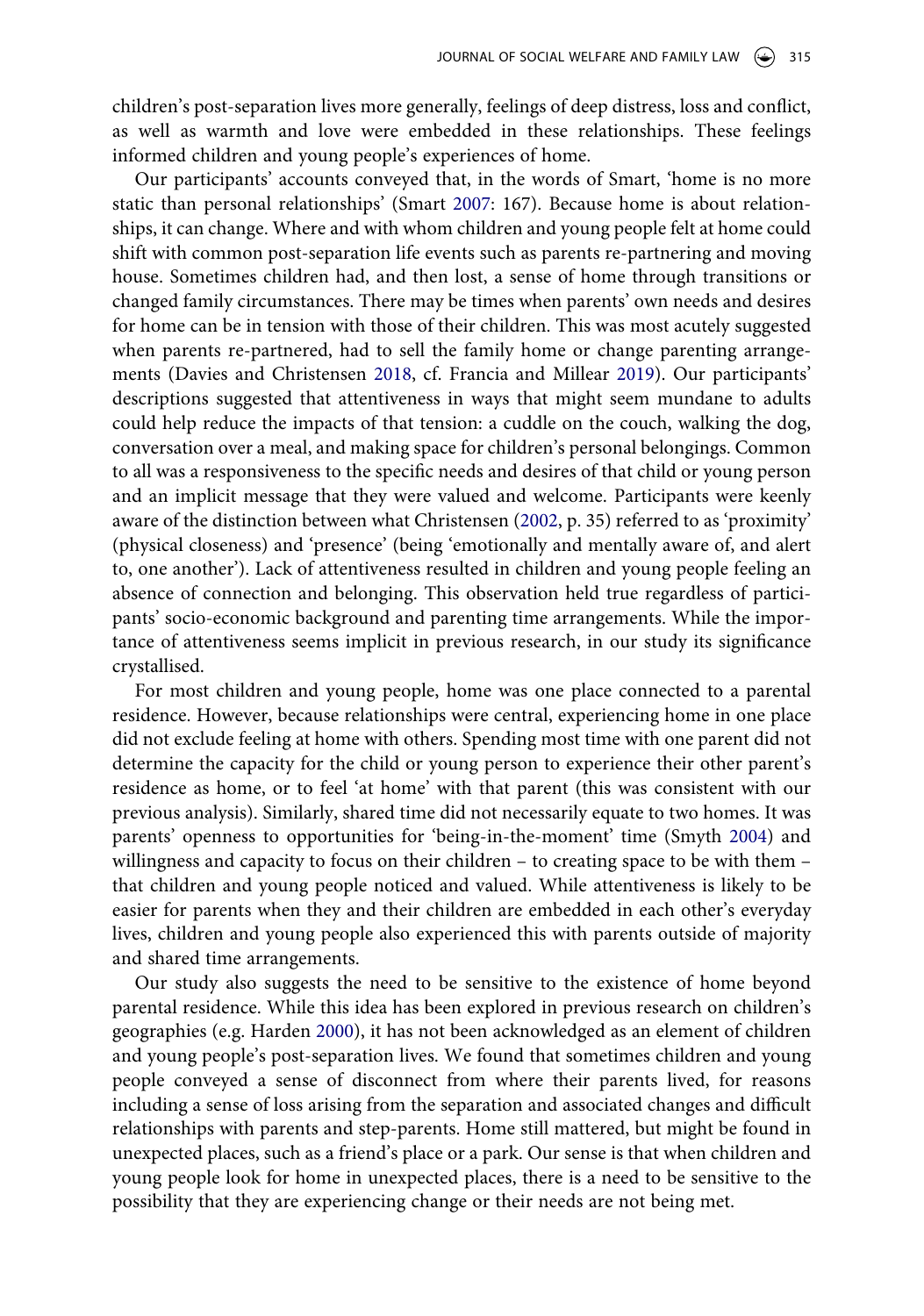children's post-separation lives more generally, feelings of deep distress, loss and conflict, as well as warmth and love were embedded in these relationships. These feelings informed children and young people's experiences of home.

Our participants' accounts conveyed that, in the words of Smart, 'home is no more static than personal relationships' (Smart 2007: 167). Because home is about relationships, it can change. Where and with whom children and young people felt at home could shift with common post-separation life events such as parents re-partnering and moving house. Sometimes children had, and then lost, a sense of home through transitions or changed family circumstances. There may be times when parents' own needs and desires for home can be in tension with those of their children. This was most acutely suggested when parents re-partnered, had to sell the family home or change parenting arrangements (Davies and Christensen 2018, cf. Francia and Millear 2019). Our participants' descriptions suggested that attentiveness in ways that might seem mundane to adults could help reduce the impacts of that tension: a cuddle on the couch, walking the dog, conversation over a meal, and making space for children's personal belongings. Common to all was a responsiveness to the specific needs and desires of that child or young person and an implicit message that they were valued and welcome. Participants were keenly aware of the distinction between what Christensen (2002, p. 35) referred to as 'proximity' (physical closeness) and 'presence' (being 'emotionally and mentally aware of, and alert to, one another'). Lack of attentiveness resulted in children and young people feeling an absence of connection and belonging. This observation held true regardless of participants' socio-economic background and parenting time arrangements. While the importance of attentiveness seems implicit in previous research, in our study its significance crystallised.

For most children and young people, home was one place connected to a parental residence. However, because relationships were central, experiencing home in one place did not exclude feeling at home with others. Spending most time with one parent did not determine the capacity for the child or young person to experience their other parent's residence as home, or to feel 'at home' with that parent (this was consistent with our previous analysis). Similarly, shared time did not necessarily equate to two homes. It was parents' openness to opportunities for 'being-in-the-moment' time (Smyth 2004) and willingness and capacity to focus on their children – to creating space to be with them – that children and young people noticed and valued. While attentiveness is likely to be easier for parents when they and their children are embedded in each other's everyday lives, children and young people also experienced this with parents outside of majority and shared time arrangements.

Our study also suggests the need to be sensitive to the existence of home beyond parental residence. While this idea has been explored in previous research on children's geographies (e.g. Harden 2000), it has not been acknowledged as an element of children and young people's post-separation lives. We found that sometimes children and young people conveyed a sense of disconnect from where their parents lived, for reasons including a sense of loss arising from the separation and associated changes and difficult relationships with parents and step-parents. Home still mattered, but might be found in unexpected places, such as a friend's place or a park. Our sense is that when children and young people look for home in unexpected places, there is a need to be sensitive to the possibility that they are experiencing change or their needs are not being met.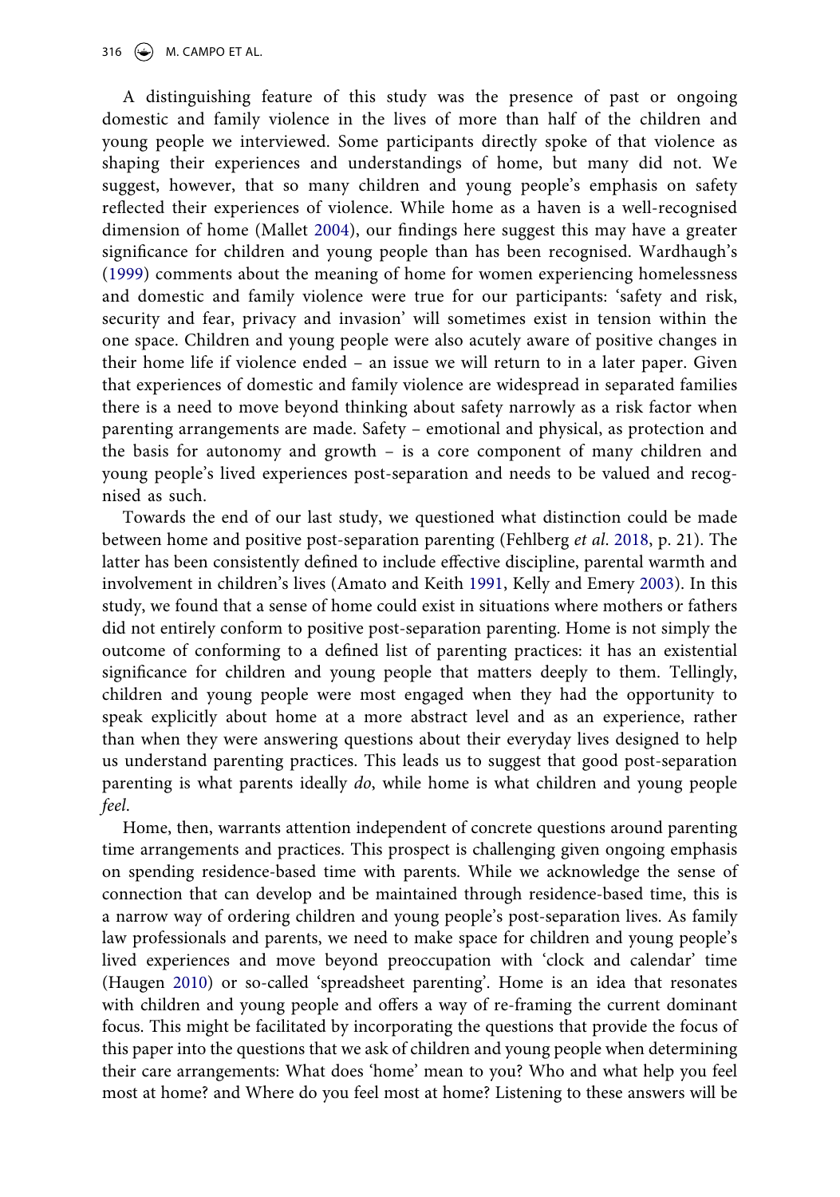A distinguishing feature of this study was the presence of past or ongoing domestic and family violence in the lives of more than half of the children and young people we interviewed. Some participants directly spoke of that violence as shaping their experiences and understandings of home, but many did not. We suggest, however, that so many children and young people's emphasis on safety reflected their experiences of violence. While home as a haven is a well-recognised dimension of home (Mallet 2004), our findings here suggest this may have a greater significance for children and young people than has been recognised. Wardhaugh's (1999) comments about the meaning of home for women experiencing homelessness and domestic and family violence were true for our participants: 'safety and risk, security and fear, privacy and invasion' will sometimes exist in tension within the one space. Children and young people were also acutely aware of positive changes in their home life if violence ended – an issue we will return to in a later paper. Given that experiences of domestic and family violence are widespread in separated families there is a need to move beyond thinking about safety narrowly as a risk factor when parenting arrangements are made. Safety – emotional and physical, as protection and the basis for autonomy and growth – is a core component of many children and young people's lived experiences post-separation and needs to be valued and recognised as such.

Towards the end of our last study, we questioned what distinction could be made between home and positive post-separation parenting (Fehlberg *et al*. 2018, p. 21). The latter has been consistently defined to include effective discipline, parental warmth and involvement in children's lives (Amato and Keith 1991, Kelly and Emery 2003). In this study, we found that a sense of home could exist in situations where mothers or fathers did not entirely conform to positive post-separation parenting. Home is not simply the outcome of conforming to a defined list of parenting practices: it has an existential significance for children and young people that matters deeply to them. Tellingly, children and young people were most engaged when they had the opportunity to speak explicitly about home at a more abstract level and as an experience, rather than when they were answering questions about their everyday lives designed to help us understand parenting practices. This leads us to suggest that good post-separation parenting is what parents ideally *do*, while home is what children and young people *feel*.

Home, then, warrants attention independent of concrete questions around parenting time arrangements and practices. This prospect is challenging given ongoing emphasis on spending residence-based time with parents. While we acknowledge the sense of connection that can develop and be maintained through residence-based time, this is a narrow way of ordering children and young people's post-separation lives. As family law professionals and parents, we need to make space for children and young people's lived experiences and move beyond preoccupation with 'clock and calendar' time (Haugen 2010) or so-called 'spreadsheet parenting'. Home is an idea that resonates with children and young people and offers a way of re-framing the current dominant focus. This might be facilitated by incorporating the questions that provide the focus of this paper into the questions that we ask of children and young people when determining their care arrangements: What does 'home' mean to you? Who and what help you feel most at home? and Where do you feel most at home? Listening to these answers will be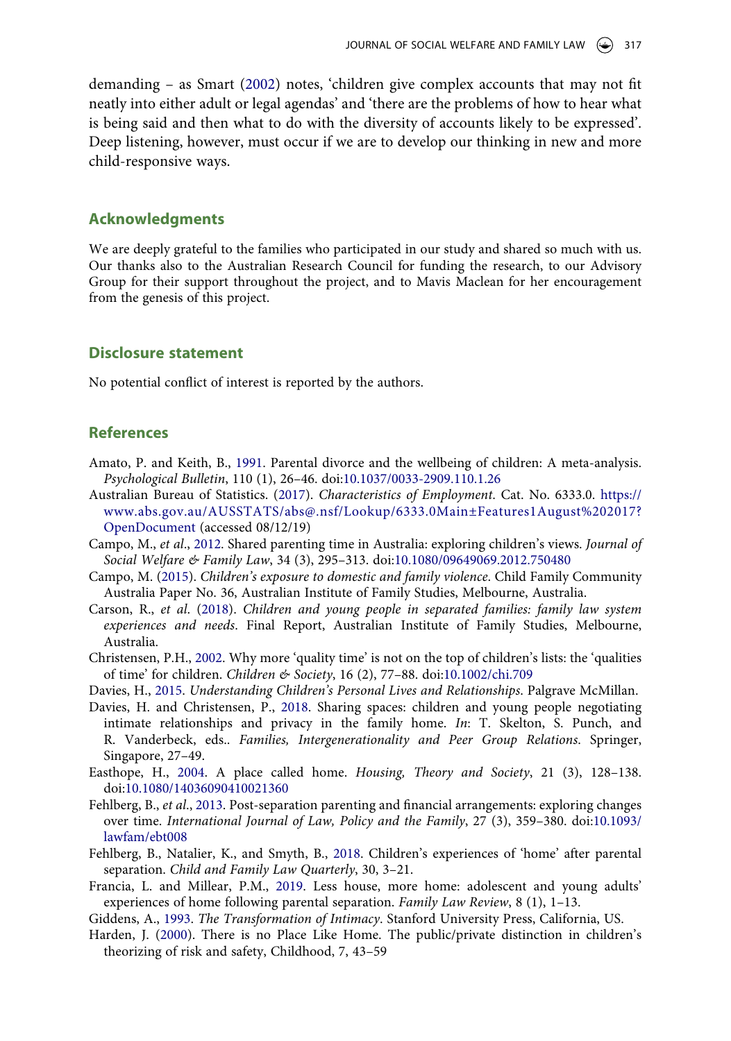demanding – as Smart (2002) notes, 'children give complex accounts that may not fit neatly into either adult or legal agendas' and 'there are the problems of how to hear what is being said and then what to do with the diversity of accounts likely to be expressed'. Deep listening, however, must occur if we are to develop our thinking in new and more child-responsive ways.

## Acknowledgments

We are deeply grateful to the families who participated in our study and shared so much with us. Our thanks also to the Australian Research Council for funding the research, to our Advisory Group for their support throughout the project, and to Mavis Maclean for her encouragement from the genesis of this project.

## Disclosure statement

No potential conflict of interest is reported by the authors.

## References

Amato, P. and Keith, B., 1991. Parental divorce and the wellbeing of children: A meta-analysis. *Psychological Bulletin*, 110 (1), 26–46. doi:10.1037/0033-2909.110.1.26

Australian Bureau of Statistics. (2017). *Characteristics of Employment*. Cat. No. 6333.0. https://www.abs.gov.au/AUSSTATS/abs@.nsf/Lookup/6333.0Main±Features1August%202017?OpenDocument (accessed 08/12/19)

Campo, M., *et al*., 2012. Shared parenting time in Australia: exploring children's views. *Journal of Social Welfare & Family Law*, 34 (3), 295–313. doi:10.1080/09649069.2012.750480

Campo, M. (2015). *Children's exposure to domestic and family violence*. Child Family Community Australia Paper No. 36, Australian Institute of Family Studies, Melbourne, Australia.

Carson, R., *et al*. (2018). *Children and young people in separated families: family law system experiences and needs*. Final Report, Australian Institute of Family Studies, Melbourne, Australia.

Christensen, P.H., 2002. Why more 'quality time' is not on the top of children's lists: the 'qualities of time' for children. *Children & Society*, 16 (2), 77–88. doi:10.1002/chi.709

Davies, H., 2015. *Understanding Children's Personal Lives and Relationships*. Palgrave McMillan.

Davies, H. and Christensen, P., 2018. Sharing spaces: children and young people negotiating intimate relationships and privacy in the family home. *In*: T. Skelton, S. Punch, and R. Vanderbeck, eds.. *Families, Intergenerationality and Peer Group Relations*. Springer, Singapore, 27–49.

Easthope, H., 2004. A place called home. *Housing, Theory and Society*, 21 (3), 128–138. doi:10.1080/14036090410021360

Fehlberg, B., *et al*., 2013. Post-separation parenting and financial arrangements: exploring changes over time. *International Journal of Law, Policy and the Family*, 27 (3), 359–380. doi:10.1093/lawfam/ebt008

Fehlberg, B., Natalier, K., and Smyth, B., 2018. Children's experiences of 'home' after parental separation. *Child and Family Law Quarterly*, 30, 3–21.

Francia, L. and Millear, P.M., 2019. Less house, more home: adolescent and young adults' experiences of home following parental separation. *Family Law Review*, 8 (1), 1–13.

Giddens, A., 1993. *The Transformation of Intimacy*. Stanford University Press, California, US.

Harden, J. (2000). There is no Place Like Home. The public/private distinction in children's theorizing of risk and safety, Childhood, 7, 43–59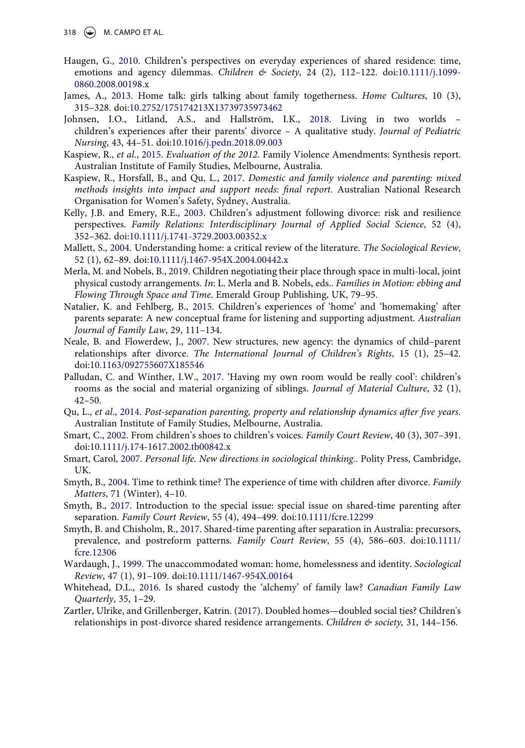Haugen, G., 2010. Children's perspectives on everyday experiences of shared residence: time, emotions and agency dilemmas. *Children & Society*, 24 (2), 112–122. doi:10.1111/j.1099-0860.2008.00198.x

James, A., 2013. Home talk: girls talking about family togetherness. *Home Cultures*, 10 (3), 315–328. doi:10.2752/175174213X13739735973462

Johnsen, I.O., Litland, A.S., and Hallström, I.K., 2018. Living in two worlds – children's experiences after their parents' divorce – A qualitative study. *Journal of Pediatric Nursing*, 43, 44–51. doi:10.1016/j.pedn.2018.09.003

Kaspiew, R., *et al*., 2015. *Evaluation of the 2012*. Family Violence Amendments: Synthesis report. Australian Institute of Family Studies, Melbourne, Australia.

Kaspiew, R., Horsfall, B., and Qu, L., 2017. *Domestic and family violence and parenting: mixed methods insights into impact and support needs: final report*. Australian National Research Organisation for Women's Safety, Sydney, Australia.

Kelly, J.B. and Emery, R.E., 2003. Children's adjustment following divorce: risk and resilience perspectives. *Family Relations: Interdisciplinary Journal of Applied Social Science*, 52 (4), 352–362. doi:10.1111/j.1741-3729.2003.00352.x

Mallett, S., 2004. Understanding home: a critical review of the literature. *The Sociological Review*, 52 (1), 62–89. doi:10.1111/j.1467-954X.2004.00442.x

Merla, M. and Nobels, B., 2019. Children negotiating their place through space in multi-local, joint physical custody arrangements. *In*: L. Merla and B. Nobels, eds.. *Families in Motion: ebbing and Flowing Through Space and Time*. Emerald Group Publishing, UK, 79–95.

Natalier, K. and Fehlberg, B., 2015. Children's experiences of 'home' and 'homemaking' after parents separate: A new conceptual frame for listening and supporting adjustment. *Australian Journal of Family Law*, 29, 111–134.

Neale, B. and Flowerdew, J., 2007. New structures, new agency: the dynamics of child–parent relationships after divorce. *The International Journal of Children's Rights*, 15 (1), 25–42. doi:10.1163/092755607X185546

Palludan, C. and Winther, I.W., 2017. 'Having my own room would be really cool': children's rooms as the social and material organizing of siblings. *Journal of Material Culture*, 32 (1), 42–50.

Qu, L., *et al*., 2014. *Post-separation parenting, property and relationship dynamics after five years*. Australian Institute of Family Studies, Melbourne, Australia.

Smart, C., 2002. From children's shoes to children's voices. *Family Court Review*, 40 (3), 307–391. doi:10.1111/j.174-1617.2002.tb00842.x

Smart, Carol, 2007. *Personal life. New directions in sociological thinking.*. Polity Press, Cambridge, UK.

Smyth, B., 2004. Time to rethink time? The experience of time with children after divorce. *Family Matters*, 71 (Winter), 4–10.

Smyth, B., 2017. Introduction to the special issue: special issue on shared-time parenting after separation. *Family Court Review*, 55 (4), 494–499. doi:10.1111/fcre.12299

Smyth, B. and Chisholm, R., 2017. Shared-time parenting after separation in Australia: precursors, prevalence, and postreform patterns. *Family Court Review*, 55 (4), 586–603. doi:10.1111/fcre.12306

Wardaugh, J., 1999. The unaccommodated woman: home, homelessness and identity. *Sociological Review*, 47 (1), 91–109. doi:10.1111/1467-954X.00164

Whitehead, D.L., 2016. Is shared custody the 'alchemy' of family law? *Canadian Family Law Quarterly*, 35, 1–29.

Zartler, Ulrike, and Grillenberger, Katrin. (2017). Doubled homes—doubled social ties? Children's relationships in post-divorce shared residence arrangements. *Children & society,* 31, 144–156.